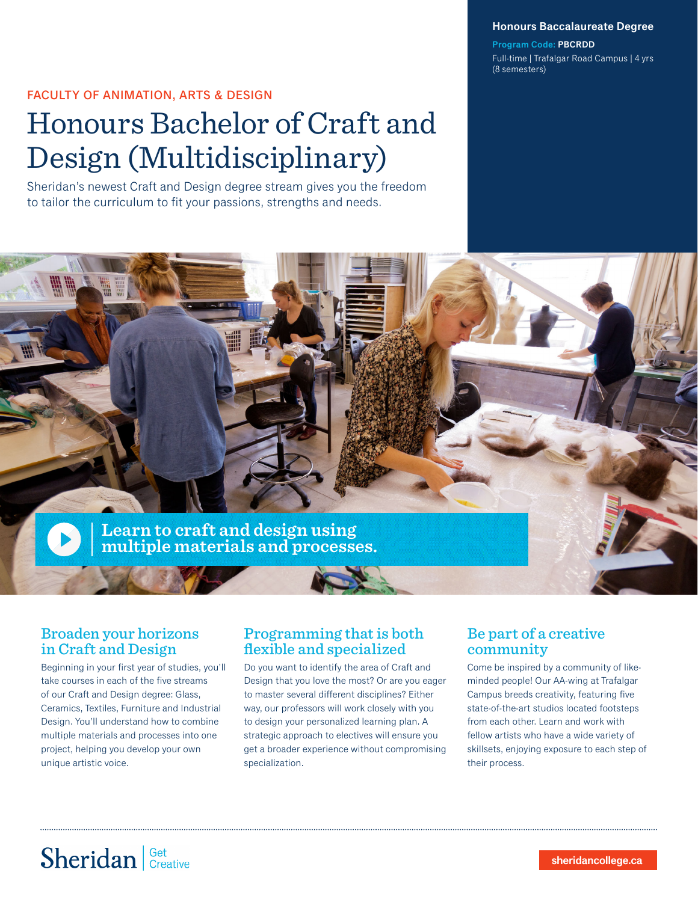**Honours Baccalaureate Degree**

**Program Code:** PBCRDD

Full-time | Trafalgar Road Campus | 4 yrs (8 semesters)

FACULTY OF ANIMATION, ARTS & DESIGN

# Honours Bachelor of Craft and Design (Multidisciplinary)

Sheridan's newest Craft and Design degree stream gives you the freedom to tailor the curriculum to fit your passions, strengths and needs.

Learn to craft and design using multiple materials and processes.

## Broaden your horizons in Craft and Design

Beginning in your first year of studies, you'll take courses in each of the five streams of our Craft and Design degree: Glass, Ceramics, Textiles, Furniture and Industrial Design. You'll understand how to combine multiple materials and processes into one project, helping you develop your own unique artistic voice.

## Programming that is both flexible and specialized

Do you want to identify the area of Craft and Design that you love the most? Or are you eager to master several different disciplines? Either way, our professors will work closely with you to design your personalized learning plan. A strategic approach to electives will ensure you get a broader experience without compromising specialization.

## Be part of a creative community

Come be inspired by a community of like-minded people! Our AA-wing at Trafalgar Campus breeds creativity, featuring five state-of-the-art studios located footsteps from each other. Learn and work with fellow artists who have a wide variety of skillsets, enjoying exposure to each step of their process.

Sheridan | Get Creative

sheridancollege.ca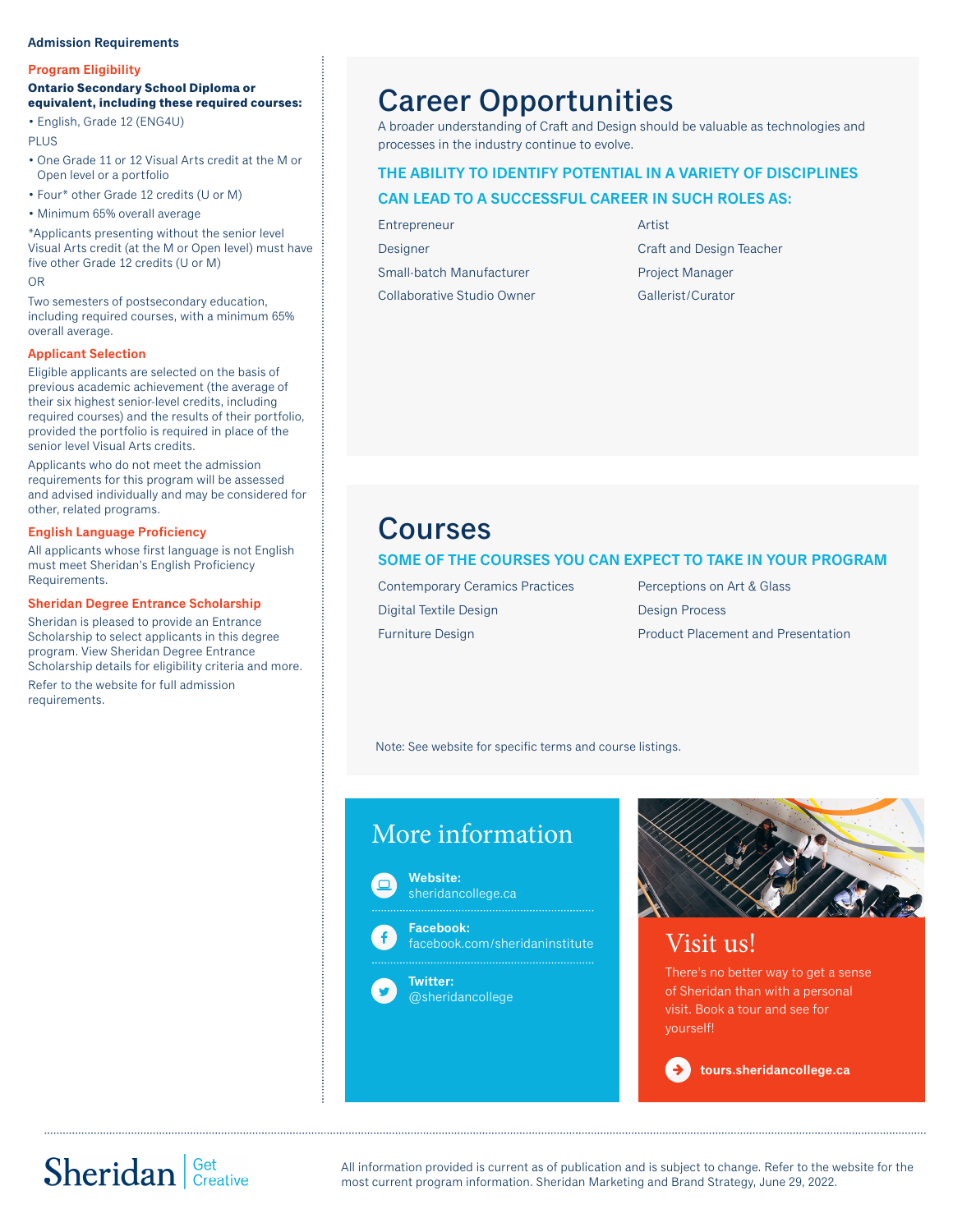## Admission Requirements

### Program Eligibility

**Ontario Secondary School Diploma or equivalent, including these required courses:**

- English, Grade 12 (ENG4U)

PLUS

- One Grade 11 or 12 Visual Arts credit at the M or Open level or a portfolio
- Four* other Grade 12 credits (U or M)
- Minimum 65% overall average

*Applicants presenting without the senior level Visual Arts credit (at the M or Open level) must have five other Grade 12 credits (U or M)

OR

Two semesters of postsecondary education, including required courses, with a minimum 65% overall average.

### Applicant Selection

Eligible applicants are selected on the basis of previous academic achievement (the average of their six highest senior-level credits, including required courses) and the results of their portfolio, provided the portfolio is required in place of the senior level Visual Arts credits.

Applicants who do not meet the admission requirements for this program will be assessed and advised individually and may be considered for other, related programs.

### English Language Proficiency

All applicants whose first language is not English must meet Sheridan's English Proficiency Requirements.

### Sheridan Degree Entrance Scholarship

Sheridan is pleased to provide an Entrance Scholarship to select applicants in this degree program. View Sheridan Degree Entrance Scholarship details for eligibility criteria and more.

Refer to the website for full admission requirements.

# Career Opportunities

A broader understanding of Craft and Design should be valuable as technologies and processes in the industry continue to evolve.

### THE ABILITY TO IDENTIFY POTENTIAL IN A VARIETY OF DISCIPLINES CAN LEAD TO A SUCCESSFUL CAREER IN SUCH ROLES AS:

- Entrepreneur
- Designer
- Small-batch Manufacturer
- Collaborative Studio Owner
- Artist
- Craft and Design Teacher
- Project Manager
- Gallerist/Curator

# Courses

### SOME OF THE COURSES YOU CAN EXPECT TO TAKE IN YOUR PROGRAM

- Contemporary Ceramics Practices
- Digital Textile Design
- Furniture Design
- Perceptions on Art & Glass
- Design Process
- Product Placement and Presentation

Note: See website for specific terms and course listings.

## More information

**Website:** sheridancollege.ca

**Facebook:** facebook.com/sheridaninstitute

**Twitter:** @sheridancollege

## Visit us!

There's no better way to get a sense of Sheridan than with a personal visit. Book a tour and see for yourself!

**tours.sheridancollege.ca**

Sheridan | Get Creative

All information provided is current as of publication and is subject to change. Refer to the website for the most current program information. Sheridan Marketing and Brand Strategy, June 29, 2022.